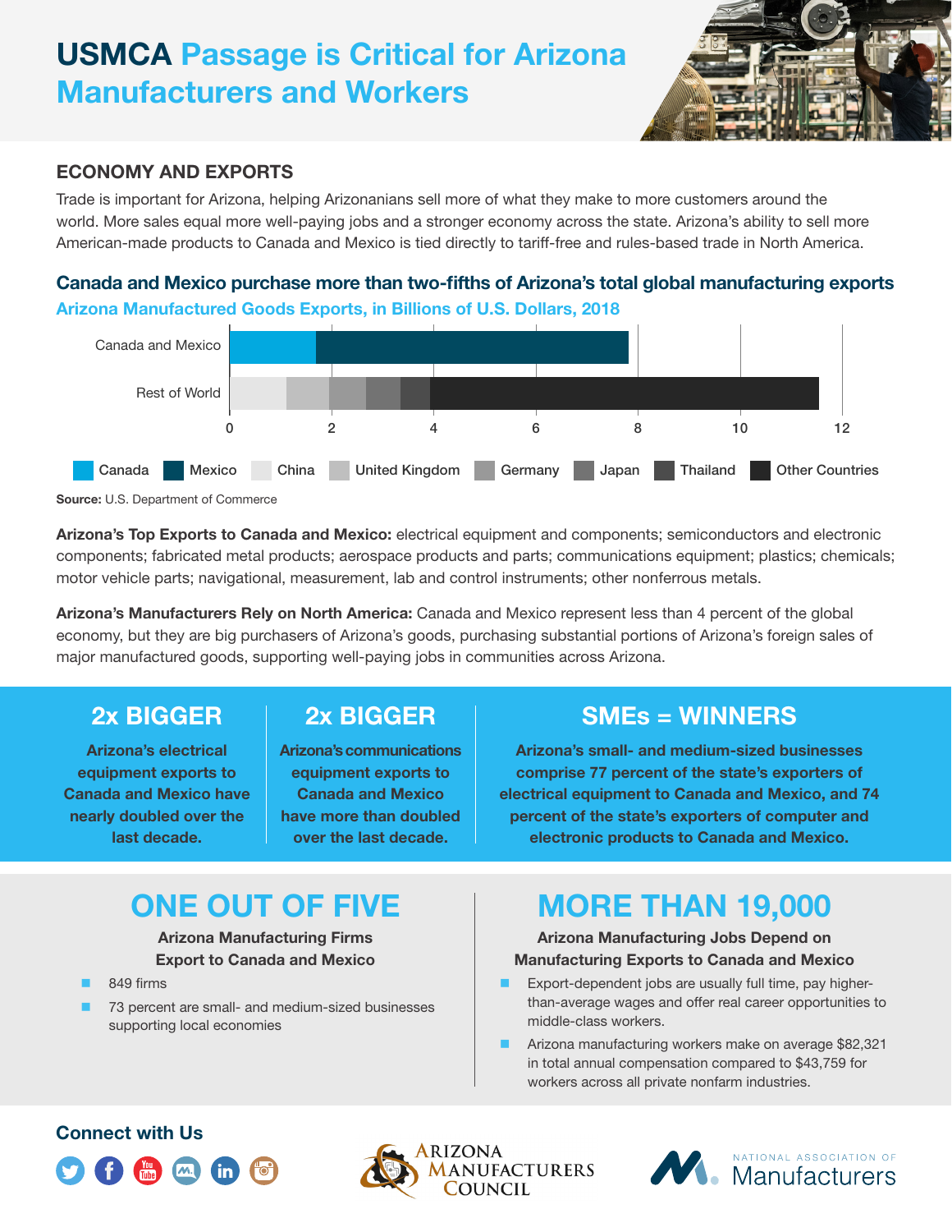# USMCA Passage is Critical for Arizona Manufacturers and Workers

## ECONOMY AND EXPORTS

Trade is important for Arizona, helping Arizonanians sell more of what they make to more customers around the world. More sales equal more well-paying jobs and a stronger economy across the state. Arizona's ability to sell more American-made products to Canada and Mexico is tied directly to tariff-free and rules-based trade in North America.

### Canada and Mexico purchase more than two-fifths of Arizona's total global manufacturing exports

**Arizona Manufactured Goods Exports, in Billions of U.S. Dollars, 2018**

Canada and Mexico

Rest of World

0 2 4 6 8 10 12

Canada | Mexico | China | United Kingdom | Germany | Japan | Thailand | Other Countries

**Source:** U.S. Department of Commerce

**Arizona's Top Exports to Canada and Mexico:** electrical equipment and components; semiconductors and electronic components; fabricated metal products; aerospace products and parts; communications equipment; plastics; chemicals; motor vehicle parts; navigational, measurement, lab and control instruments; other nonferrous metals.

**Arizona's Manufacturers Rely on North America:** Canada and Mexico represent less than 4 percent of the global economy, but they are big purchasers of Arizona's goods, purchasing substantial portions of Arizona's foreign sales of major manufactured goods, supporting well-paying jobs in communities across Arizona.

### 2x BIGGER

**Arizona's electrical equipment exports to Canada and Mexico have nearly doubled over the last decade.**

### 2x BIGGER

**Arizona's communications equipment exports to Canada and Mexico have more than doubled over the last decade.**

### SMEs = WINNERS

**Arizona's small- and medium-sized businesses comprise 77 percent of the state's exporters of electrical equipment to Canada and Mexico, and 74 percent of the state's exporters of computer and electronic products to Canada and Mexico.**

### ONE OUT OF FIVE

**Arizona Manufacturing Firms Export to Canada and Mexico**

- 849 firms
- 73 percent are small- and medium-sized businesses supporting local economies

### MORE THAN 19,000

**Arizona Manufacturing Jobs Depend on Manufacturing Exports to Canada and Mexico**

- Export-dependent jobs are usually full time, pay higher-than-average wages and offer real career opportunities to middle-class workers.
- Arizona manufacturing workers make on average $82,321 in total annual compensation compared to $43,759 for workers across all private nonfarm industries.

**Connect with Us**

Arizona Manufacturers Council

National Association of Manufacturers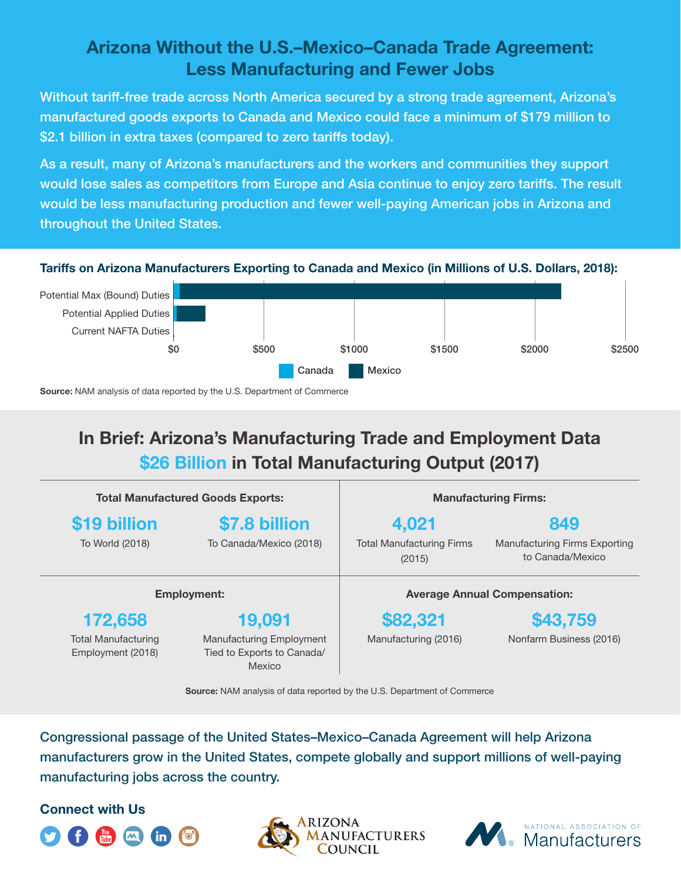# Arizona Without the U.S.–Mexico–Canada Trade Agreement: Less Manufacturing and Fewer Jobs

Without tariff-free trade across North America secured by a strong trade agreement, Arizona's manufactured goods exports to Canada and Mexico could face a minimum of $179 million to $2.1 billion in extra taxes (compared to zero tariffs today).

As a result, many of Arizona's manufacturers and the workers and communities they support would lose sales as competitors from Europe and Asia continue to enjoy zero tariffs. The result would be less manufacturing production and fewer well-paying American jobs in Arizona and throughout the United States.

**Tariffs on Arizona Manufacturers Exporting to Canada and Mexico (in Millions of U.S. Dollars, 2018):**

Potential Max (Bound) Duties

Potential Applied Duties

Current NAFTA Duties

$0 $500 $1000 $1500 $2000 $2500

Canada Mexico

**Source:** NAM analysis of data reported by the U.S. Department of Commerce

## In Brief: Arizona's Manufacturing Trade and Employment Data

## $26 Billion in Total Manufacturing Output (2017)

**Total Manufactured Goods Exports:**

- **$19 billion** To World (2018)
- **$7.8 billion** To Canada/Mexico (2018)

**Manufacturing Firms:**

- **4,021** Total Manufacturing Firms (2015)
- **849** Manufacturing Firms Exporting to Canada/Mexico

**Employment:**

- **172,658** Total Manufacturing Employment (2018)
- **19,091** Manufacturing Employment Tied to Exports to Canada/Mexico

**Average Annual Compensation:**

- **$82,321** Manufacturing (2016)
- **$43,759** Nonfarm Business (2016)

**Source:** NAM analysis of data reported by the U.S. Department of Commerce

Congressional passage of the United States–Mexico–Canada Agreement will help Arizona manufacturers grow in the United States, compete globally and support millions of well-paying manufacturing jobs across the country.

**Connect with Us**

Arizona Manufacturers Council

National Association of Manufacturers